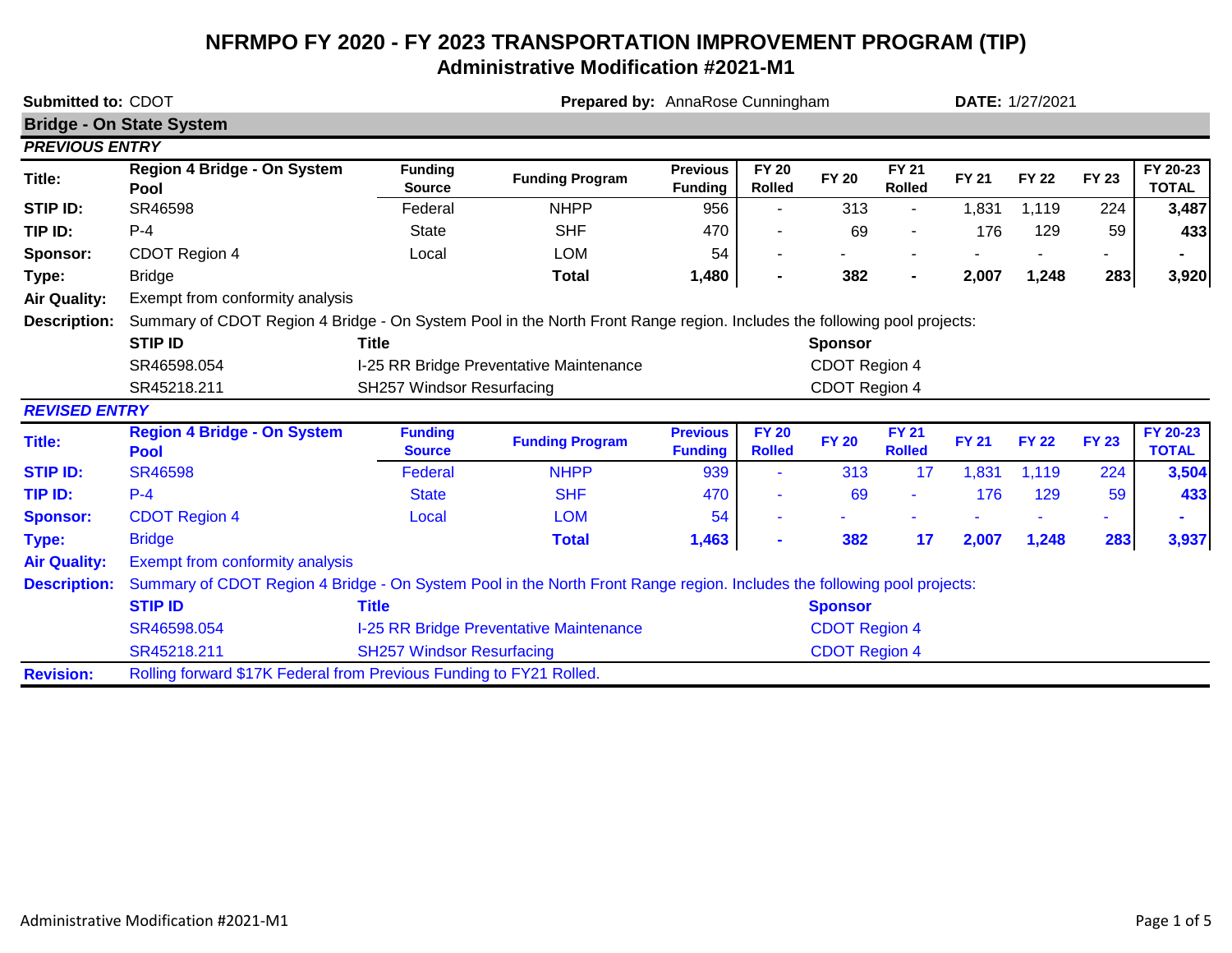# NFRMPO FY 2020 - FY 2023 TRANSPORTATION IMPROVEMENT PROGRAM (TIP)

## Administrative Modification #2021-M1

**Submitted to:** CDOT **Prepared by:** AnnaRose Cunningham **DATE:** 1/27/2021

### Bridge - On State System

***PREVIOUS ENTRY***

| | | Funding Source | Funding Program | Previous Funding | FY 20 Rolled | FY 20 | FY 21 Rolled | FY 21 | FY 22 | FY 23 | FY 20-23 TOTAL |
|---|---|---|---|---|---|---|---|---|---|---|---|
| **Title:** | Region 4 Bridge - On System Pool | | | | | | | | | | |
| **STIP ID:** | SR46598 | Federal | NHPP | 956 | - | 313 | - | 1,831 | 1,119 | 224 | 3,487 |
| **TIP ID:** | P-4 | State | SHF | 470 | - | 69 | - | 176 | 129 | 59 | 433 |
| **Sponsor:** | CDOT Region 4 | Local | LOM | 54 | - | - | - | - | - | - | - |
| **Type:** | Bridge | | **Total** | **1,480** | **-** | **382** | **-** | **2,007** | **1,248** | **283** | **3,920** |
| **Air Quality:** | Exempt from conformity analysis | | | | | | | | | | |

**Description:** Summary of CDOT Region 4 Bridge - On System Pool in the North Front Range region. Includes the following pool projects:

| STIP ID | Title | Sponsor |
|---|---|---|
| SR46598.054 | I-25 RR Bridge Preventative Maintenance | CDOT Region 4 |
| SR45218.211 | SH257 Windsor Resurfacing | CDOT Region 4 |

***REVISED ENTRY***

| | | Funding Source | Funding Program | Previous Funding | FY 20 Rolled | FY 20 | FY 21 Rolled | FY 21 | FY 22 | FY 23 | FY 20-23 TOTAL |
|---|---|---|---|---|---|---|---|---|---|---|---|
| **Title:** | Region 4 Bridge - On System Pool | | | | | | | | | | |
| **STIP ID:** | SR46598 | Federal | NHPP | 939 | - | 313 | 17 | 1,831 | 1,119 | 224 | 3,504 |
| **TIP ID:** | P-4 | State | SHF | 470 | - | 69 | - | 176 | 129 | 59 | 433 |
| **Sponsor:** | CDOT Region 4 | Local | LOM | 54 | - | - | - | - | - | - | - |
| **Type:** | Bridge | | **Total** | **1,463** | **-** | **382** | **17** | **2,007** | **1,248** | **283** | **3,937** |
| **Air Quality:** | Exempt from conformity analysis | | | | | | | | | | |

**Description:** Summary of CDOT Region 4 Bridge - On System Pool in the North Front Range region. Includes the following pool projects:

| STIP ID | Title | Sponsor |
|---|---|---|
| SR46598.054 | I-25 RR Bridge Preventative Maintenance | CDOT Region 4 |
| SR45218.211 | SH257 Windsor Resurfacing | CDOT Region 4 |

**Revision:** Rolling forward $17K Federal from Previous Funding to FY21 Rolled.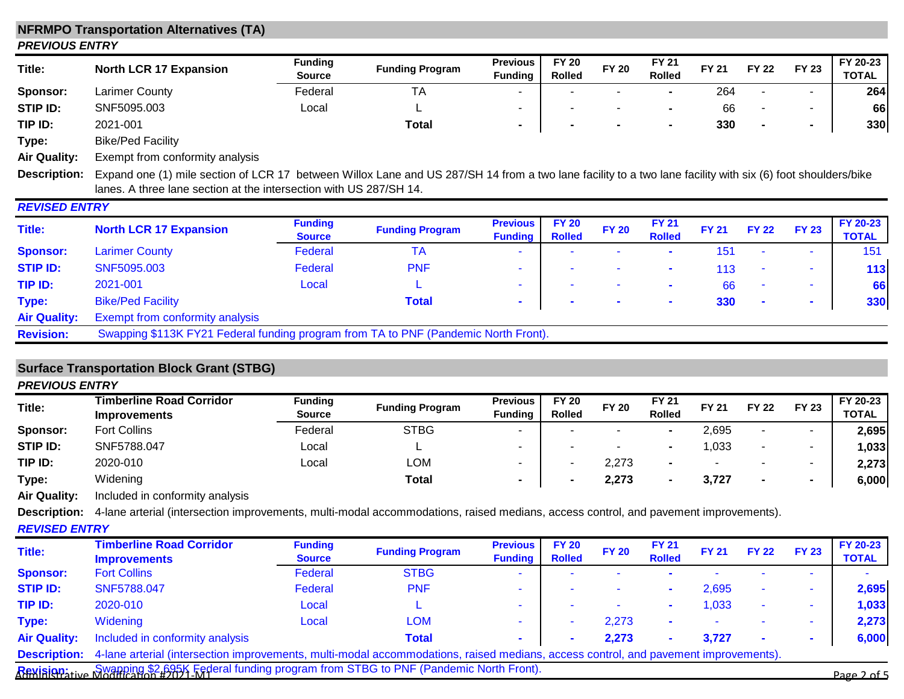## NFRMPO Transportation Alternatives (TA)

### *PREVIOUS ENTRY*

| Title: | North LCR 17 Expansion | Funding Source | Funding Program | Previous Funding | FY 20 Rolled | FY 20 | FY 21 Rolled | FY 21 | FY 22 | FY 23 | FY 20-23 TOTAL |
|---|---|---|---|---|---|---|---|---|---|---|---|
| Sponsor: | Larimer County | Federal | TA | - | - | - | - | 264 | - | - | 264 |
| STIP ID: | SNF5095.003 | Local | L | - | - | - | - | 66 | - | - | 66 |
| TIP ID: | 2021-001 | | Total | - | - | - | - | 330 | - | - | 330 |
| Type: | Bike/Ped Facility | | | | | | | | | | |
| Air Quality: | Exempt from conformity analysis | | | | | | | | | | |

**Description:** Expand one (1) mile section of LCR 17 between Willox Lane and US 287/SH 14 from a two lane facility to a two lane facility with six (6) foot shoulders/bike lanes. A three lane section at the intersection with US 287/SH 14.

### *REVISED ENTRY*

| Title: | North LCR 17 Expansion | Funding Source | Funding Program | Previous Funding | FY 20 Rolled | FY 20 | FY 21 Rolled | FY 21 | FY 22 | FY 23 | FY 20-23 TOTAL |
|---|---|---|---|---|---|---|---|---|---|---|---|
| Sponsor: | Larimer County | Federal | TA | - | - | - | - | 151 | - | - | 151 |
| STIP ID: | SNF5095.003 | Federal | PNF | - | - | - | - | 113 | - | - | 113 |
| TIP ID: | 2021-001 | Local | L | - | - | - | - | 66 | - | - | 66 |
| Type: | Bike/Ped Facility | | Total | - | - | - | - | 330 | - | - | 330 |
| Air Quality: | Exempt from conformity analysis | | | | | | | | | | |

**Revision:** Swapping $113K FY21 Federal funding program from TA to PNF (Pandemic North Front).

## Surface Transportation Block Grant (STBG)

### *PREVIOUS ENTRY*

| Title: | Timberline Road Corridor Improvements | Funding Source | Funding Program | Previous Funding | FY 20 Rolled | FY 20 | FY 21 Rolled | FY 21 | FY 22 | FY 23 | FY 20-23 TOTAL |
|---|---|---|---|---|---|---|---|---|---|---|---|
| Sponsor: | Fort Collins | Federal | STBG | - | - | - | - | 2,695 | - | - | 2,695 |
| STIP ID: | SNF5788.047 | Local | L | - | - | - | - | 1,033 | - | - | 1,033 |
| TIP ID: | 2020-010 | Local | LOM | - | - | 2,273 | - | - | - | - | 2,273 |
| Type: | Widening | | Total | - | - | 2,273 | - | 3,727 | - | - | 6,000 |
| Air Quality: | Included in conformity analysis | | | | | | | | | | |

**Description:** 4-lane arterial (intersection improvements, multi-modal accommodations, raised medians, access control, and pavement improvements).

### *REVISED ENTRY*

| Title: | Timberline Road Corridor Improvements | Funding Source | Funding Program | Previous Funding | FY 20 Rolled | FY 20 | FY 21 Rolled | FY 21 | FY 22 | FY 23 | FY 20-23 TOTAL |
|---|---|---|---|---|---|---|---|---|---|---|---|
| Sponsor: | Fort Collins | Federal | STBG | - | - | - | - | - | - | - | - |
| STIP ID: | SNF5788.047 | Federal | PNF | - | - | - | - | 2,695 | - | - | 2,695 |
| TIP ID: | 2020-010 | Local | L | - | - | - | - | 1,033 | - | - | 1,033 |
| Type: | Widening | Local | LOM | - | - | 2,273 | - | - | - | - | 2,273 |
| Air Quality: | Included in conformity analysis | | Total | - | - | 2,273 | - | 3,727 | - | - | 6,000 |

**Description:** 4-lane arterial (intersection improvements, multi-modal accommodations, raised medians, access control, and pavement improvements).

**Revision:** Swapping $2,695K Federal funding program from STBG to PNF (Pandemic North Front).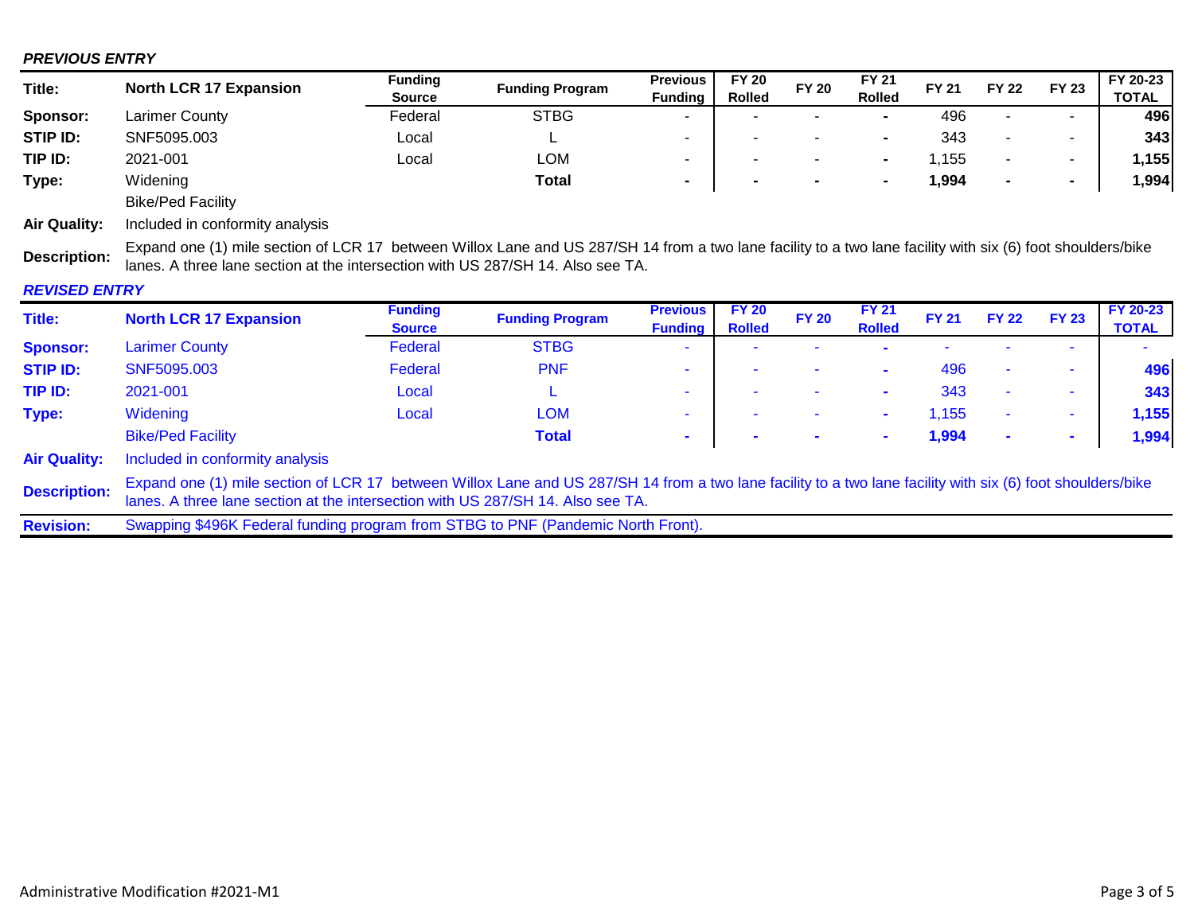***PREVIOUS ENTRY***

| Title: | North LCR 17 Expansion | Funding Source | Funding Program | Previous Funding | FY 20 Rolled | FY 20 | FY 21 Rolled | FY 21 | FY 22 | FY 23 | FY 20-23 TOTAL |
|---|---|---|---|---|---|---|---|---|---|---|---|
| **Sponsor:** | Larimer County | Federal | STBG | - | - | - | - | 496 | - | - | 496 |
| **STIP ID:** | SNF5095.003 | Local | L | - | - | - | - | 343 | - | - | 343 |
| **TIP ID:** | 2021-001 | Local | LOM | - | - | - | - | 1,155 | - | - | 1,155 |
| **Type:** | Widening | | **Total** | - | - | - | - | **1,994** | - | - | **1,994** |
| | Bike/Ped Facility | | | | | | | | | | |

**Air Quality:** Included in conformity analysis

**Description:** Expand one (1) mile section of LCR 17 between Willox Lane and US 287/SH 14 from a two lane facility to a two lane facility with six (6) foot shoulders/bike lanes. A three lane section at the intersection with US 287/SH 14. Also see TA.

***REVISED ENTRY***

| Title: | North LCR 17 Expansion | Funding Source | Funding Program | Previous Funding | FY 20 Rolled | FY 20 | FY 21 Rolled | FY 21 | FY 22 | FY 23 | FY 20-23 TOTAL |
|---|---|---|---|---|---|---|---|---|---|---|---|
| **Sponsor:** | Larimer County | Federal | STBG | - | - | - | - | - | - | - | - |
| **STIP ID:** | SNF5095.003 | Federal | PNF | - | - | - | - | 496 | - | - | 496 |
| **TIP ID:** | 2021-001 | Local | L | - | - | - | - | 343 | - | - | 343 |
| **Type:** | Widening | Local | LOM | - | - | - | - | 1,155 | - | - | 1,155 |
| | Bike/Ped Facility | | **Total** | - | - | - | - | **1,994** | - | - | **1,994** |

**Air Quality:** Included in conformity analysis

**Description:** Expand one (1) mile section of LCR 17 between Willox Lane and US 287/SH 14 from a two lane facility to a two lane facility with six (6) foot shoulders/bike lanes. A three lane section at the intersection with US 287/SH 14. Also see TA.

**Revision:** Swapping $496K Federal funding program from STBG to PNF (Pandemic North Front).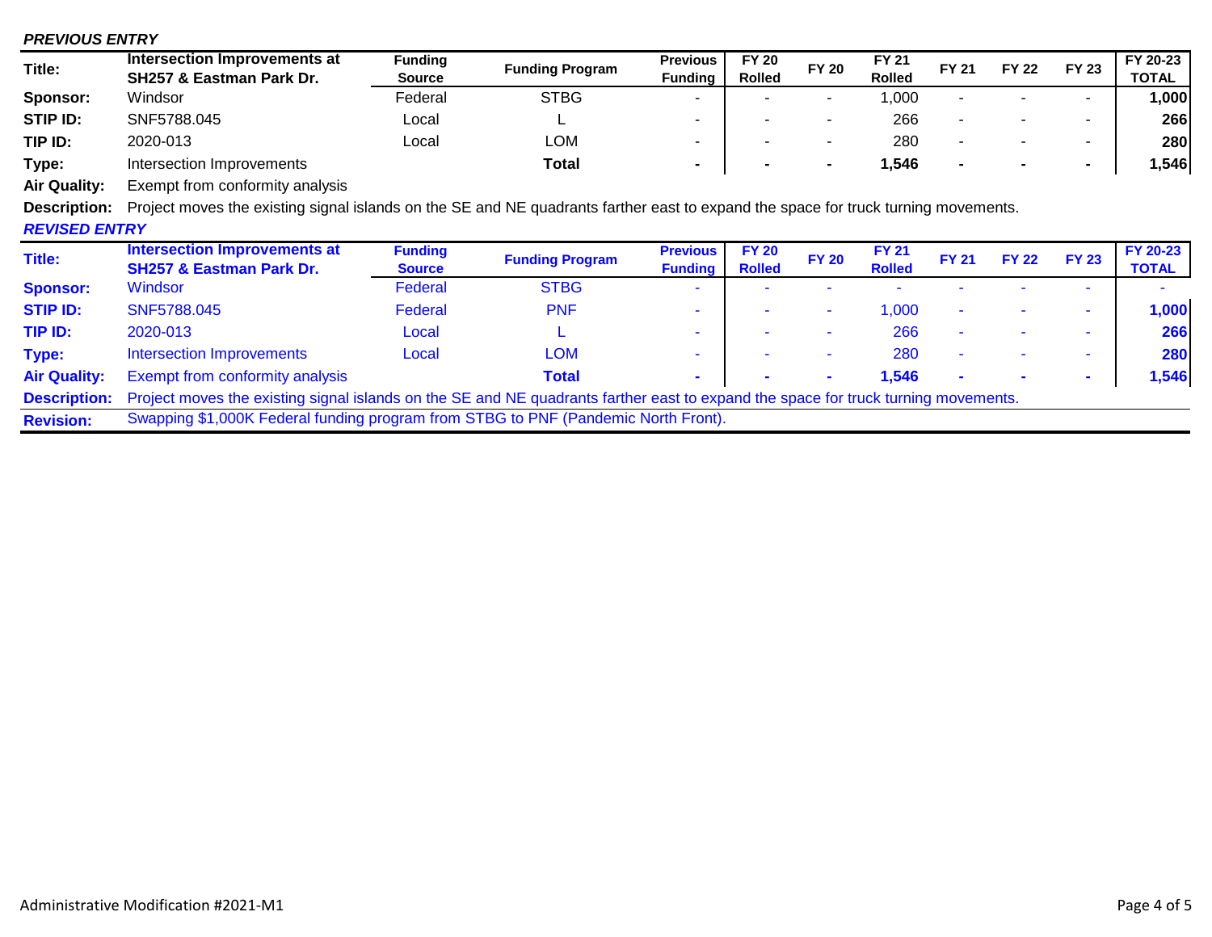***PREVIOUS ENTRY***

| Title: | Intersection Improvements at SH257 & Eastman Park Dr. | Funding Source | Funding Program | Previous Funding | FY 20 Rolled | FY 20 | FY 21 Rolled | FY 21 | FY 22 | FY 23 | FY 20-23 TOTAL |
|---|---|---|---|---|---|---|---|---|---|---|---|
| **Sponsor:** | Windsor | Federal | STBG | - | - | - | 1,000 | - | - | - | **1,000** |
| **STIP ID:** | SNF5788.045 | Local | L | - | - | - | 266 | - | - | - | **266** |
| **TIP ID:** | 2020-013 | Local | LOM | - | - | - | 280 | - | - | - | **280** |
| **Type:** | Intersection Improvements | | **Total** | **-** | **-** | **-** | **1,546** | **-** | **-** | **-** | **1,546** |
| **Air Quality:** | Exempt from conformity analysis | | | | | | | | | | |

**Description:** Project moves the existing signal islands on the SE and NE quadrants farther east to expand the space for truck turning movements.

***REVISED ENTRY***

| Title: | Intersection Improvements at SH257 & Eastman Park Dr. | Funding Source | Funding Program | Previous Funding | FY 20 Rolled | FY 20 | FY 21 Rolled | FY 21 | FY 22 | FY 23 | FY 20-23 TOTAL |
|---|---|---|---|---|---|---|---|---|---|---|---|
| **Sponsor:** | Windsor | Federal | STBG | - | - | - | - | - | - | - | - |
| **STIP ID:** | SNF5788.045 | Federal | PNF | - | - | - | 1,000 | - | - | - | **1,000** |
| **TIP ID:** | 2020-013 | Local | L | - | - | - | 266 | - | - | - | **266** |
| **Type:** | Intersection Improvements | Local | LOM | - | - | - | 280 | - | - | - | **280** |
| **Air Quality:** | Exempt from conformity analysis | | **Total** | **-** | **-** | **-** | **1,546** | **-** | **-** | **-** | **1,546** |

**Description:** Project moves the existing signal islands on the SE and NE quadrants farther east to expand the space for truck turning movements.

**Revision:** Swapping $1,000K Federal funding program from STBG to PNF (Pandemic North Front).

Administrative Modification #2021-M1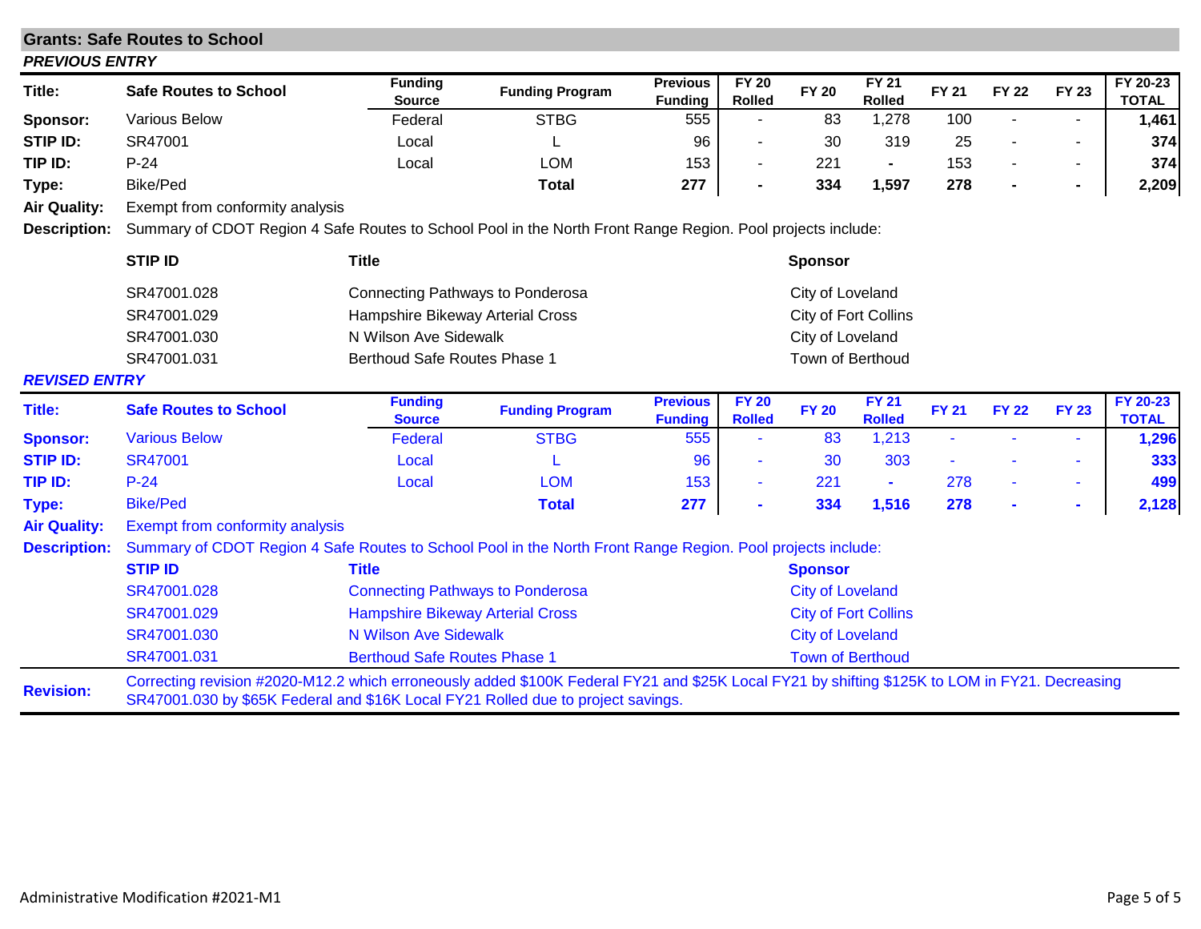## Grants: Safe Routes to School

***PREVIOUS ENTRY***

| Title: | Safe Routes to School | Funding Source | Funding Program | Previous Funding | FY 20 Rolled | FY 20 | FY 21 Rolled | FY 21 | FY 22 | FY 23 | FY 20-23 TOTAL |
|---|---|---|---|---|---|---|---|---|---|---|---|
| **Sponsor:** | Various Below | Federal | STBG | 555 | - | 83 | 1,278 | 100 | - | - | **1,461** |
| **STIP ID:** | SR47001 | Local | L | 96 | - | 30 | 319 | 25 | - | - | **374** |
| **TIP ID:** | P-24 | Local | LOM | 153 | - | 221 | - | 153 | - | - | **374** |
| **Type:** | Bike/Ped | | **Total** | **277** | **-** | **334** | **1,597** | **278** | **-** | **-** | **2,209** |

**Air Quality:** Exempt from conformity analysis

**Description:** Summary of CDOT Region 4 Safe Routes to School Pool in the North Front Range Region. Pool projects include:

| STIP ID | Title | Sponsor |
|---|---|---|
| SR47001.028 | Connecting Pathways to Ponderosa | City of Loveland |
| SR47001.029 | Hampshire Bikeway Arterial Cross | City of Fort Collins |
| SR47001.030 | N Wilson Ave Sidewalk | City of Loveland |
| SR47001.031 | Berthoud Safe Routes Phase 1 | Town of Berthoud |

***REVISED ENTRY***

| Title: | Safe Routes to School | Funding Source | Funding Program | Previous Funding | FY 20 Rolled | FY 20 | FY 21 Rolled | FY 21 | FY 22 | FY 23 | FY 20-23 TOTAL |
|---|---|---|---|---|---|---|---|---|---|---|---|
| **Sponsor:** | Various Below | Federal | STBG | 555 | - | 83 | 1,213 | - | - | - | **1,296** |
| **STIP ID:** | SR47001 | Local | L | 96 | - | 30 | 303 | - | - | - | **333** |
| **TIP ID:** | P-24 | Local | LOM | 153 | - | 221 | - | 278 | - | - | **499** |
| **Type:** | Bike/Ped | | **Total** | **277** | **-** | **334** | **1,516** | **278** | **-** | **-** | **2,128** |

**Air Quality:** Exempt from conformity analysis

**Description:** Summary of CDOT Region 4 Safe Routes to School Pool in the North Front Range Region. Pool projects include:

| STIP ID | Title | Sponsor |
|---|---|---|
| SR47001.028 | Connecting Pathways to Ponderosa | City of Loveland |
| SR47001.029 | Hampshire Bikeway Arterial Cross | City of Fort Collins |
| SR47001.030 | N Wilson Ave Sidewalk | City of Loveland |
| SR47001.031 | Berthoud Safe Routes Phase 1 | Town of Berthoud |

**Revision:** Correcting revision #2020-M12.2 which erroneously added $100K Federal FY21 and $25K Local FY21 by shifting $125K to LOM in FY21. Decreasing SR47001.030 by $65K Federal and $16K Local FY21 Rolled due to project savings.